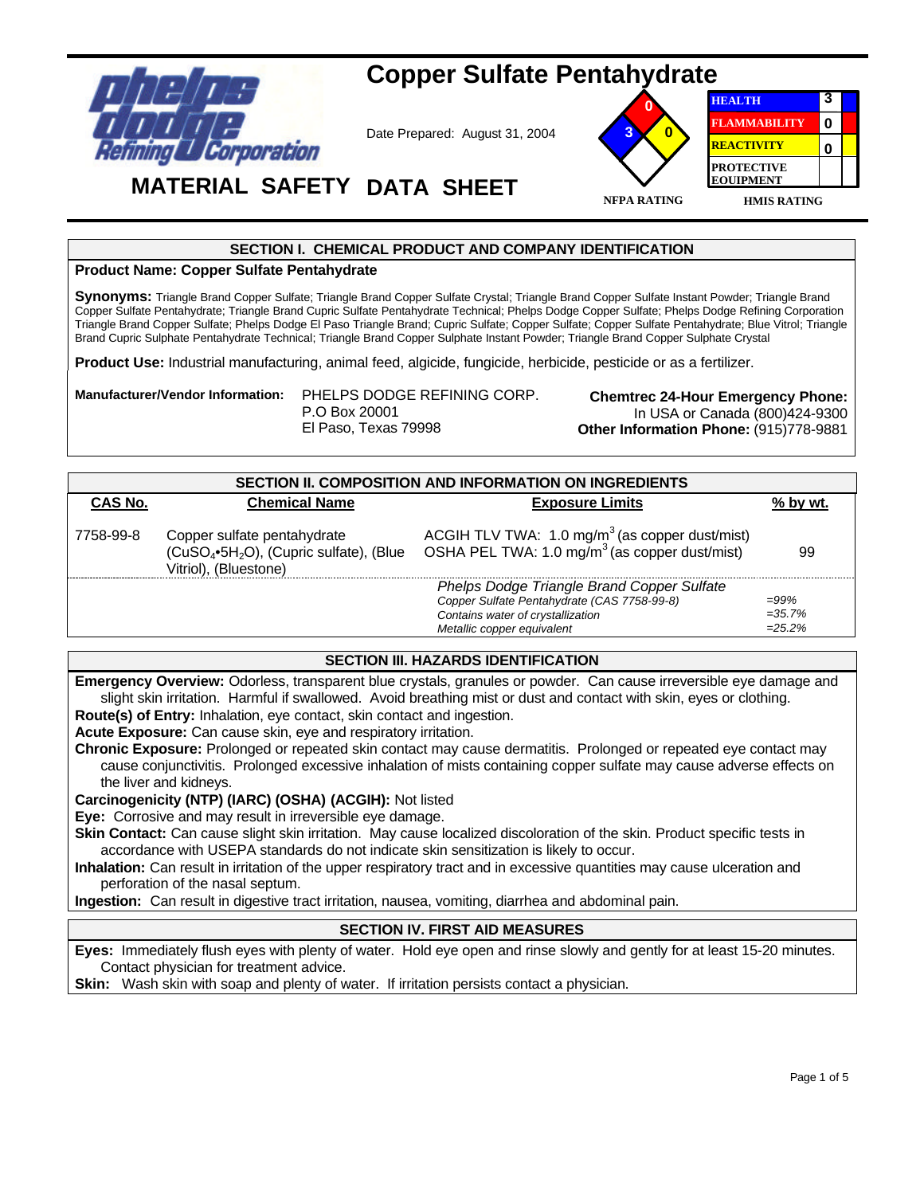# Copper Sulfate Pentahydrate

**phelps dodge Refining Corporation**

Date Prepared: August 31, 2004

## MATERIAL SAFETY DATA SHEET

**NFPA RATING:** Health 3, Flammability 0, Reactivity 0

**HMIS RATING**

| | |
|---|---|
| HEALTH | 3 |
| FLAMMABILITY | 0 |
| REACTIVITY | 0 |
| PROTECTIVE EQUIPMENT | |

## SECTION I. CHEMICAL PRODUCT AND COMPANY IDENTIFICATION

**Product Name: Copper Sulfate Pentahydrate**

**Synonyms:** Triangle Brand Copper Sulfate; Triangle Brand Copper Sulfate Crystal; Triangle Brand Copper Sulfate Instant Powder; Triangle Brand Copper Sulfate Pentahydrate; Triangle Brand Cupric Sulfate Pentahydrate Technical; Phelps Dodge Copper Sulfate; Phelps Dodge Refining Corporation Triangle Brand Copper Sulfate; Phelps Dodge El Paso Triangle Brand; Cupric Sulfate; Copper Sulfate; Copper Sulfate Pentahydrate; Blue Vitrol; Triangle Brand Cupric Sulphate Pentahydrate Technical; Triangle Brand Copper Sulphate Instant Powder; Triangle Brand Copper Sulphate Crystal

**Product Use:** Industrial manufacturing, animal feed, algicide, fungicide, herbicide, pesticide or as a fertilizer.

**Manufacturer/Vendor Information:**
PHELPS DODGE REFINING CORP.
P.O Box 20001
El Paso, Texas 79998

**Chemtrec 24-Hour Emergency Phone:**
In USA or Canada (800)424-9300
**Other Information Phone:** (915)778-9881

## SECTION II. COMPOSITION AND INFORMATION ON INGREDIENTS

| CAS No. | Chemical Name | Exposure Limits | % by wt. |
|---|---|---|---|
| 7758-99-8 | Copper sulfate pentahydrate ($CuSO_4 \cdot 5H_2O$), (Cupric sulfate), (Blue Vitriol), (Bluestone) | ACGIH TLV TWA: 1.0 mg/m$^3$ (as copper dust/mist)<br>OSHA PEL TWA: 1.0 mg/m$^3$ (as copper dust/mist) | 99 |
| | | *Phelps Dodge Triangle Brand Copper Sulfate* | |
| | | *Copper Sulfate Pentahydrate (CAS 7758-99-8)* | *=99%* |
| | | *Contains water of crystallization* | *=35.7%* |
| | | *Metallic copper equivalent* | *=25.2%* |

## SECTION III. HAZARDS IDENTIFICATION

**Emergency Overview:** Odorless, transparent blue crystals, granules or powder. Can cause irreversible eye damage and slight skin irritation. Harmful if swallowed. Avoid breathing mist or dust and contact with skin, eyes or clothing.

**Route(s) of Entry:** Inhalation, eye contact, skin contact and ingestion.

**Acute Exposure:** Can cause skin, eye and respiratory irritation.

**Chronic Exposure:** Prolonged or repeated skin contact may cause dermatitis. Prolonged or repeated eye contact may cause conjunctivitis. Prolonged excessive inhalation of mists containing copper sulfate may cause adverse effects on the liver and kidneys.

**Carcinogenicity (NTP) (IARC) (OSHA) (ACGIH):** Not listed

**Eye:** Corrosive and may result in irreversible eye damage.

**Skin Contact:** Can cause slight skin irritation. May cause localized discoloration of the skin. Product specific tests in accordance with USEPA standards do not indicate skin sensitization is likely to occur.

**Inhalation:** Can result in irritation of the upper respiratory tract and in excessive quantities may cause ulceration and perforation of the nasal septum.

**Ingestion:** Can result in digestive tract irritation, nausea, vomiting, diarrhea and abdominal pain.

## SECTION IV. FIRST AID MEASURES

**Eyes:** Immediately flush eyes with plenty of water. Hold eye open and rinse slowly and gently for at least 15-20 minutes. Contact physician for treatment advice.

**Skin:** Wash skin with soap and plenty of water. If irritation persists contact a physician.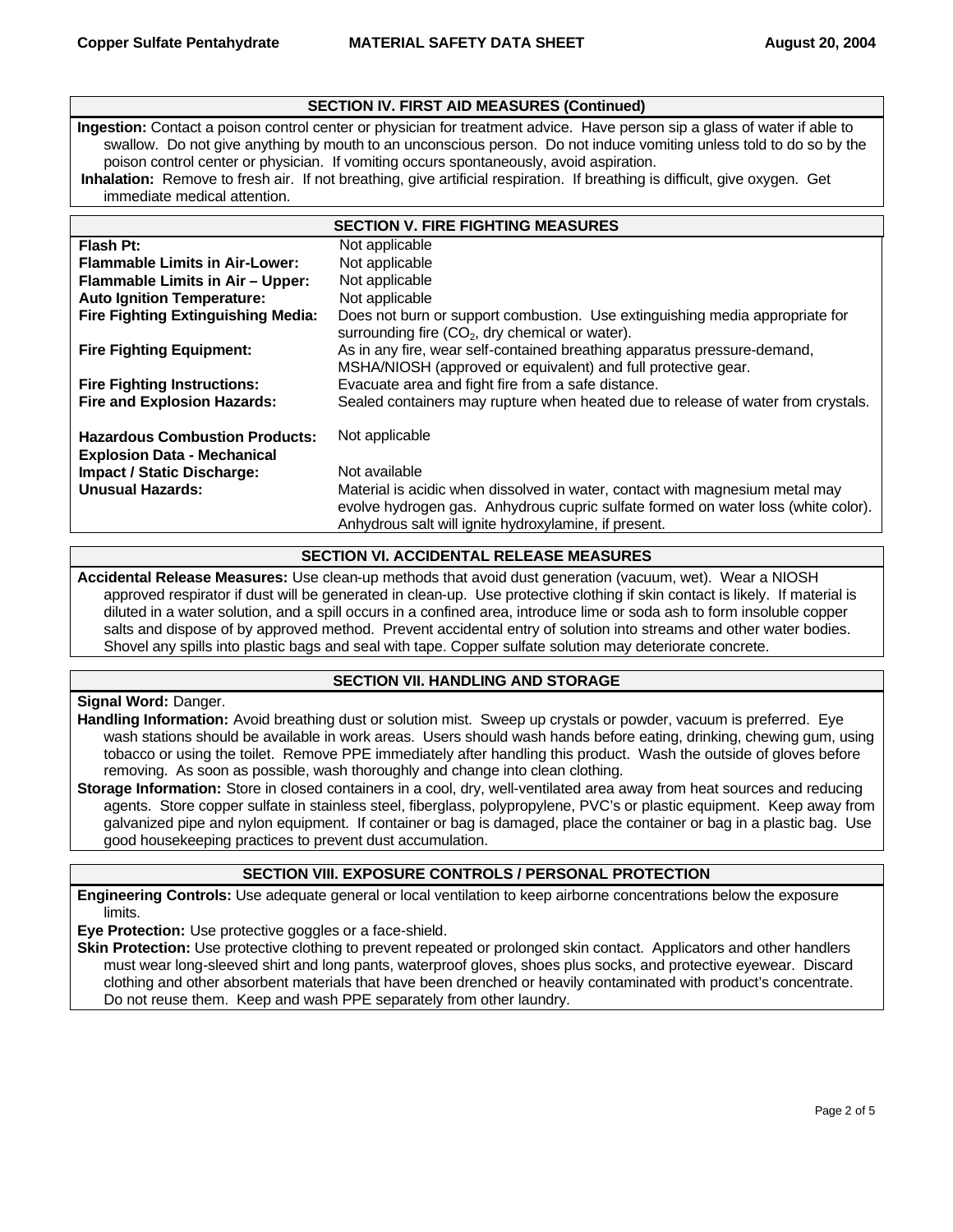## SECTION IV. FIRST AID MEASURES (Continued)

**Ingestion:** Contact a poison control center or physician for treatment advice. Have person sip a glass of water if able to swallow. Do not give anything by mouth to an unconscious person. Do not induce vomiting unless told to do so by the poison control center or physician. If vomiting occurs spontaneously, avoid aspiration.

**Inhalation:** Remove to fresh air. If not breathing, give artificial respiration. If breathing is difficult, give oxygen. Get immediate medical attention.

## SECTION V. FIRE FIGHTING MEASURES

| | |
|---|---|
| **Flash Pt:** | Not applicable |
| **Flammable Limits in Air-Lower:** | Not applicable |
| **Flammable Limits in Air – Upper:** | Not applicable |
| **Auto Ignition Temperature:** | Not applicable |
| **Fire Fighting Extinguishing Media:** | Does not burn or support combustion. Use extinguishing media appropriate for surrounding fire ($CO_2$, dry chemical or water). |
| **Fire Fighting Equipment:** | As in any fire, wear self-contained breathing apparatus pressure-demand, MSHA/NIOSH (approved or equivalent) and full protective gear. |
| **Fire Fighting Instructions:** | Evacuate area and fight fire from a safe distance. |
| **Fire and Explosion Hazards:** | Sealed containers may rupture when heated due to release of water from crystals. |
| **Hazardous Combustion Products:** | Not applicable |
| **Explosion Data - Mechanical Impact / Static Discharge:** | Not available |
| **Unusual Hazards:** | Material is acidic when dissolved in water, contact with magnesium metal may evolve hydrogen gas. Anhydrous cupric sulfate formed on water loss (white color). Anhydrous salt will ignite hydroxylamine, if present. |

## SECTION VI. ACCIDENTAL RELEASE MEASURES

**Accidental Release Measures:** Use clean-up methods that avoid dust generation (vacuum, wet). Wear a NIOSH approved respirator if dust will be generated in clean-up. Use protective clothing if skin contact is likely. If material is diluted in a water solution, and a spill occurs in a confined area, introduce lime or soda ash to form insoluble copper salts and dispose of by approved method. Prevent accidental entry of solution into streams and other water bodies. Shovel any spills into plastic bags and seal with tape. Copper sulfate solution may deteriorate concrete.

## SECTION VII. HANDLING AND STORAGE

**Signal Word:** Danger.

**Handling Information:** Avoid breathing dust or solution mist. Sweep up crystals or powder, vacuum is preferred. Eye wash stations should be available in work areas. Users should wash hands before eating, drinking, chewing gum, using tobacco or using the toilet. Remove PPE immediately after handling this product. Wash the outside of gloves before removing. As soon as possible, wash thoroughly and change into clean clothing.

**Storage Information:** Store in closed containers in a cool, dry, well-ventilated area away from heat sources and reducing agents. Store copper sulfate in stainless steel, fiberglass, polypropylene, PVC's or plastic equipment. Keep away from galvanized pipe and nylon equipment. If container or bag is damaged, place the container or bag in a plastic bag. Use good housekeeping practices to prevent dust accumulation.

## SECTION VIII. EXPOSURE CONTROLS / PERSONAL PROTECTION

**Engineering Controls:** Use adequate general or local ventilation to keep airborne concentrations below the exposure limits.

**Eye Protection:** Use protective goggles or a face-shield.

**Skin Protection:** Use protective clothing to prevent repeated or prolonged skin contact. Applicators and other handlers must wear long-sleeved shirt and long pants, waterproof gloves, shoes plus socks, and protective eyewear. Discard clothing and other absorbent materials that have been drenched or heavily contaminated with product's concentrate. Do not reuse them. Keep and wash PPE separately from other laundry.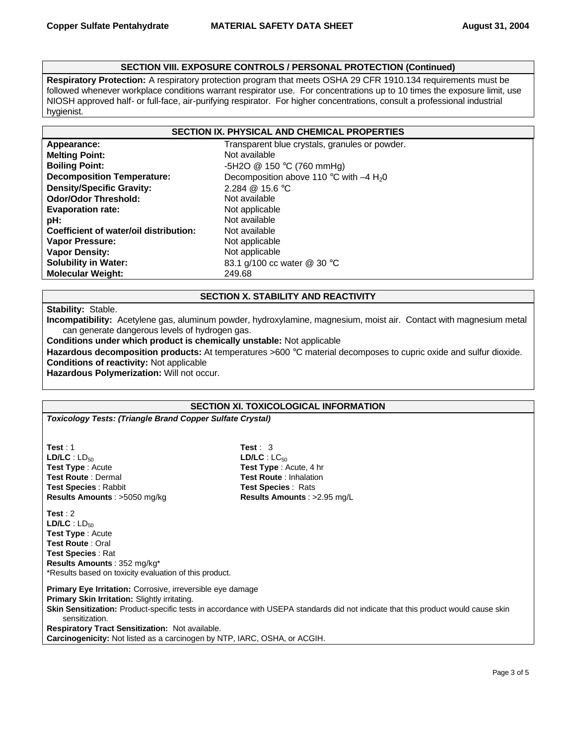## SECTION VIII. EXPOSURE CONTROLS / PERSONAL PROTECTION (Continued)

**Respiratory Protection:** A respiratory protection program that meets OSHA 29 CFR 1910.134 requirements must be followed whenever workplace conditions warrant respirator use. For concentrations up to 10 times the exposure limit, use NIOSH approved half- or full-face, air-purifying respirator. For higher concentrations, consult a professional industrial hygienist.

## SECTION IX. PHYSICAL AND CHEMICAL PROPERTIES

| | |
|---|---|
| **Appearance:** | Transparent blue crystals, granules or powder. |
| **Melting Point:** | Not available |
| **Boiling Point:** | -5H2O @ 150 °C (760 mmHg) |
| **Decomposition Temperature:** | Decomposition above 110 °C with –4 $H_20$ |
| **Density/Specific Gravity:** | 2.284 @ 15.6 °C |
| **Odor/Odor Threshold:** | Not available |
| **Evaporation rate:** | Not applicable |
| **pH:** | Not available |
| **Coefficient of water/oil distribution:** | Not available |
| **Vapor Pressure:** | Not applicable |
| **Vapor Density:** | Not applicable |
| **Solubility in Water:** | 83.1 g/100 cc water @ 30 °C |
| **Molecular Weight:** | 249.68 |

## SECTION X. STABILITY AND REACTIVITY

**Stability:** Stable.

**Incompatibility:** Acetylene gas, aluminum powder, hydroxylamine, magnesium, moist air. Contact with magnesium metal can generate dangerous levels of hydrogen gas.

**Conditions under which product is chemically unstable:** Not applicable

**Hazardous decomposition products:** At temperatures >600 °C material decomposes to cupric oxide and sulfur dioxide.

**Conditions of reactivity:** Not applicable

**Hazardous Polymerization:** Will not occur.

## SECTION XI. TOXICOLOGICAL INFORMATION

***Toxicology Tests: (Triangle Brand Copper Sulfate Crystal)***

**Test** : 1
**LD/LC** : $LD_{50}$
**Test Type** : Acute
**Test Route** : Dermal
**Test Species** : Rabbit
**Results Amounts** : >5050 mg/kg

**Test** : 2
**LD/LC** : $LD_{50}$
**Test Type** : Acute
**Test Route** : Oral
**Test Species** : Rat
**Results Amounts** : 352 mg/kg*
*Results based on toxicity evaluation of this product.

**Test** : 3
**LD/LC** : $LC_{50}$
**Test Type** : Acute, 4 hr
**Test Route** : Inhalation
**Test Species** : Rats
**Results Amounts** : >2.95 mg/L

**Primary Eye Irritation:** Corrosive, irreversible eye damage

**Primary Skin Irritation:** Slightly irritating.

**Skin Sensitization:** Product-specific tests in accordance with USEPA standards did not indicate that this product would cause skin sensitization.

**Respiratory Tract Sensitization:** Not available.

**Carcinogenicity:** Not listed as a carcinogen by NTP, IARC, OSHA, or ACGIH.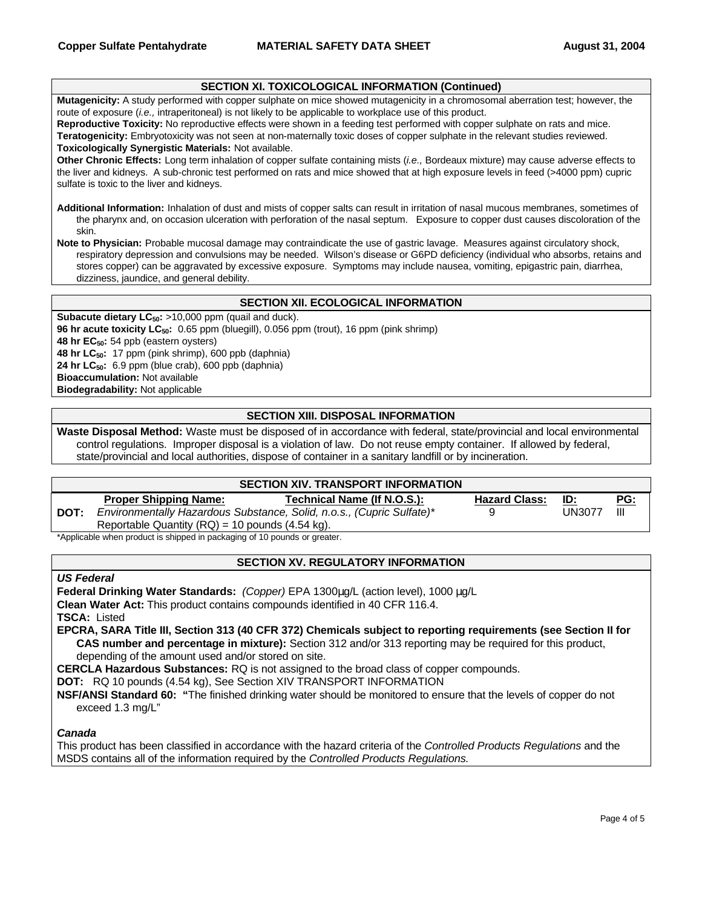## SECTION XI. TOXICOLOGICAL INFORMATION (Continued)

**Mutagenicity:** A study performed with copper sulphate on mice showed mutagenicity in a chromosomal aberration test; however, the route of exposure (*i.e.,* intraperitoneal) is not likely to be applicable to workplace use of this product.
**Reproductive Toxicity:** No reproductive effects were shown in a feeding test performed with copper sulphate on rats and mice.
**Teratogenicity:** Embryotoxicity was not seen at non-maternally toxic doses of copper sulphate in the relevant studies reviewed.
**Toxicologically Synergistic Materials:** Not available.
**Other Chronic Effects:** Long term inhalation of copper sulfate containing mists (*i.e.,* Bordeaux mixture) may cause adverse effects to the liver and kidneys. A sub-chronic test performed on rats and mice showed that at high exposure levels in feed (>4000 ppm) cupric sulfate is toxic to the liver and kidneys.

**Additional Information:** Inhalation of dust and mists of copper salts can result in irritation of nasal mucous membranes, sometimes of the pharynx and, on occasion ulceration with perforation of the nasal septum. Exposure to copper dust causes discoloration of the skin.
**Note to Physician:** Probable mucosal damage may contraindicate the use of gastric lavage. Measures against circulatory shock, respiratory depression and convulsions may be needed. Wilson's disease or G6PD deficiency (individual who absorbs, retains and stores copper) can be aggravated by excessive exposure. Symptoms may include nausea, vomiting, epigastric pain, diarrhea, dizziness, jaundice, and general debility.

## SECTION XII. ECOLOGICAL INFORMATION

**Subacute dietary $LC_{50}$:** >10,000 ppm (quail and duck).
**96 hr acute toxicity $LC_{50}$:** 0.65 ppm (bluegill), 0.056 ppm (trout), 16 ppm (pink shrimp)
**48 hr $EC_{50}$:** 54 ppb (eastern oysters)
**48 hr $LC_{50}$:** 17 ppm (pink shrimp), 600 ppb (daphnia)
**24 hr $LC_{50}$:** 6.9 ppm (blue crab), 600 ppb (daphnia)
**Bioaccumulation:** Not available
**Biodegradability:** Not applicable

## SECTION XIII. DISPOSAL INFORMATION

**Waste Disposal Method:** Waste must be disposed of in accordance with federal, state/provincial and local environmental control regulations. Improper disposal is a violation of law. Do not reuse empty container. If allowed by federal, state/provincial and local authorities, dispose of container in a sanitary landfill or by incineration.

## SECTION XIV. TRANSPORT INFORMATION

| | Proper Shipping Name: | Technical Name (If N.O.S.): | Hazard Class: | ID: | PG: |
|---|---|---|---|---|---|
| DOT: | *Environmentally Hazardous Substance, Solid, n.o.s.,* | *(Cupric Sulfate)** | 9 | UN3077 | III |
| | Reportable Quantity (RQ) = 10 pounds (4.54 kg). | | | | |

*Applicable when product is shipped in packaging of 10 pounds or greater.

## SECTION XV. REGULATORY INFORMATION

***US Federal***

**Federal Drinking Water Standards:** *(Copper)* EPA 1300µg/L (action level), 1000 µg/L
**Clean Water Act:** This product contains compounds identified in 40 CFR 116.4.
**TSCA:** Listed
**EPCRA, SARA Title III, Section 313 (40 CFR 372) Chemicals subject to reporting requirements (see Section II for CAS number and percentage in mixture):** Section 312 and/or 313 reporting may be required for this product, depending of the amount used and/or stored on site.
**CERCLA Hazardous Substances:** RQ is not assigned to the broad class of copper compounds.
**DOT:** RQ 10 pounds (4.54 kg), See Section XIV TRANSPORT INFORMATION
**NSF/ANSI Standard 60: "**The finished drinking water should be monitored to ensure that the levels of copper do not exceed 1.3 mg/L"

***Canada***

This product has been classified in accordance with the hazard criteria of the *Controlled Products Regulations* and the MSDS contains all of the information required by the *Controlled Products Regulations.*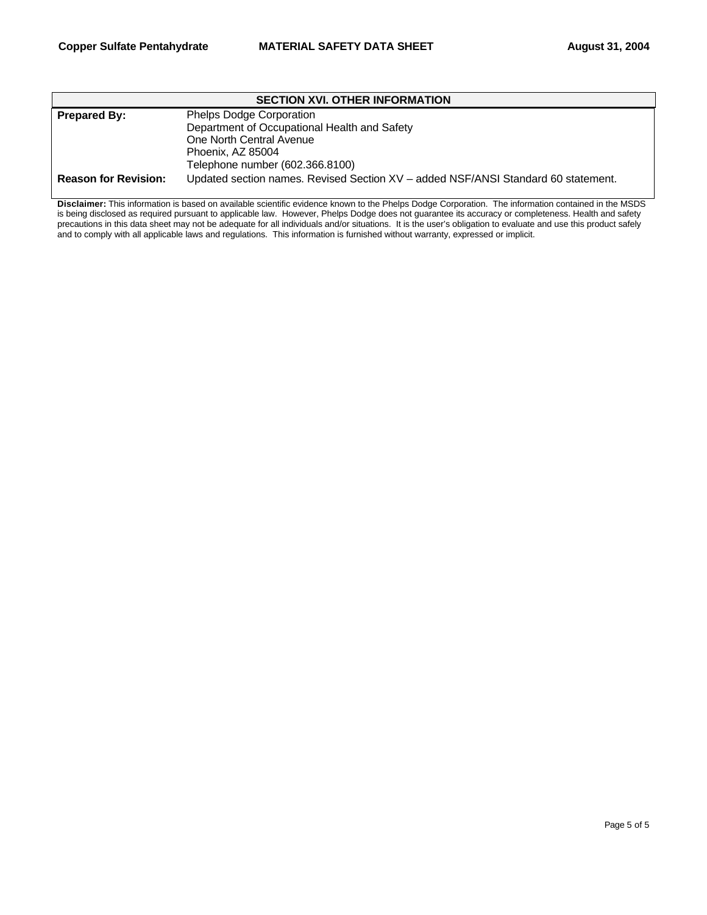## SECTION XVI. OTHER INFORMATION

| | |
|---|---|
| **Prepared By:** | Phelps Dodge Corporation<br>Department of Occupational Health and Safety<br>One North Central Avenue<br>Phoenix, AZ 85004<br>Telephone number (602.366.8100) |
| **Reason for Revision:** | Updated section names. Revised Section XV – added NSF/ANSI Standard 60 statement. |

**Disclaimer:** This information is based on available scientific evidence known to the Phelps Dodge Corporation. The information contained in the MSDS is being disclosed as required pursuant to applicable law. However, Phelps Dodge does not guarantee its accuracy or completeness. Health and safety precautions in this data sheet may not be adequate for all individuals and/or situations. It is the user's obligation to evaluate and use this product safely and to comply with all applicable laws and regulations. This information is furnished without warranty, expressed or implicit.